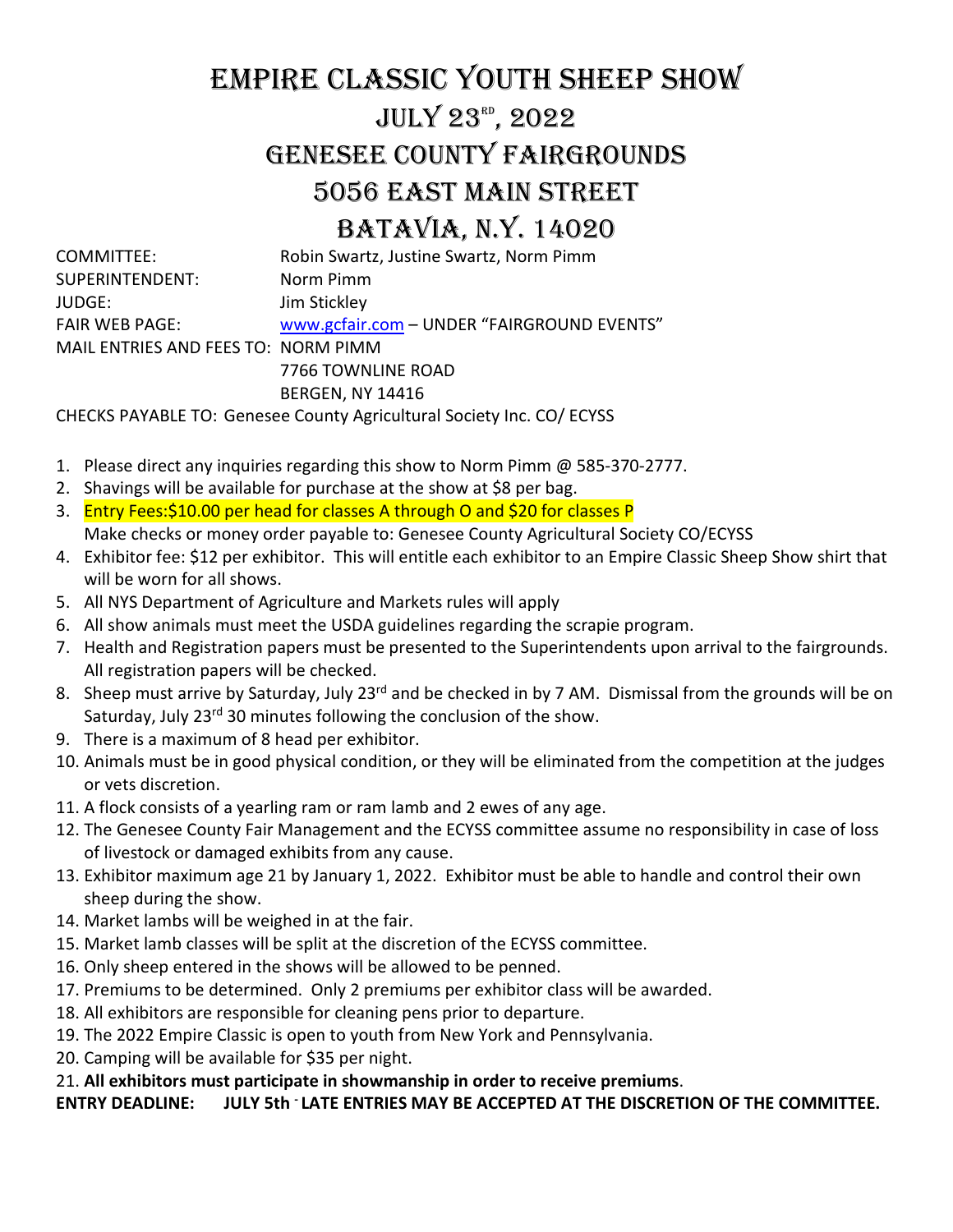# EMPIRE CLASSIC YOUTH SHEEP SHOW

## JULY 23RD, 2022

## GENESEE COUNTY FAIRGROUNDS

## 5056 EAST MAIN STREET

## BATAVIA, N.Y. 14020

COMMITTEE: Robin Swartz, Justine Swartz, Norm Pimm

SUPERINTENDENT: Norm Pimm

JUDGE: Jim Stickley

FAIR WEB PAGE: www.gcfair.com – UNDER "FAIRGROUND EVENTS"

MAIL ENTRIES AND FEES TO: NORM PIMM
7766 TOWNLINE ROAD
BERGEN, NY 14416

CHECKS PAYABLE TO: Genesee County Agricultural Society Inc. CO/ ECYSS

1. Please direct any inquiries regarding this show to Norm Pimm @ 585-370-2777.
2. Shavings will be available for purchase at the show at $8 per bag.
3. Entry Fees:$10.00 per head for classes A through O and $20 for classes P
   Make checks or money order payable to: Genesee County Agricultural Society CO/ECYSS
4. Exhibitor fee: $12 per exhibitor. This will entitle each exhibitor to an Empire Classic Sheep Show shirt that will be worn for all shows.
5. All NYS Department of Agriculture and Markets rules will apply
6. All show animals must meet the USDA guidelines regarding the scrapie program.
7. Health and Registration papers must be presented to the Superintendents upon arrival to the fairgrounds. All registration papers will be checked.
8. Sheep must arrive by Saturday, July 23rd and be checked in by 7 AM. Dismissal from the grounds will be on Saturday, July 23rd 30 minutes following the conclusion of the show.
9. There is a maximum of 8 head per exhibitor.
10. Animals must be in good physical condition, or they will be eliminated from the competition at the judges or vets discretion.
11. A flock consists of a yearling ram or ram lamb and 2 ewes of any age.
12. The Genesee County Fair Management and the ECYSS committee assume no responsibility in case of loss of livestock or damaged exhibits from any cause.
13. Exhibitor maximum age 21 by January 1, 2022. Exhibitor must be able to handle and control their own sheep during the show.
14. Market lambs will be weighed in at the fair.
15. Market lamb classes will be split at the discretion of the ECYSS committee.
16. Only sheep entered in the shows will be allowed to be penned.
17. Premiums to be determined. Only 2 premiums per exhibitor class will be awarded.
18. All exhibitors are responsible for cleaning pens prior to departure.
19. The 2022 Empire Classic is open to youth from New York and Pennsylvania.
20. Camping will be available for $35 per night.
21. **All exhibitors must participate in showmanship in order to receive premiums**.

**ENTRY DEADLINE: JULY 5th - LATE ENTRIES MAY BE ACCEPTED AT THE DISCRETION OF THE COMMITTEE.**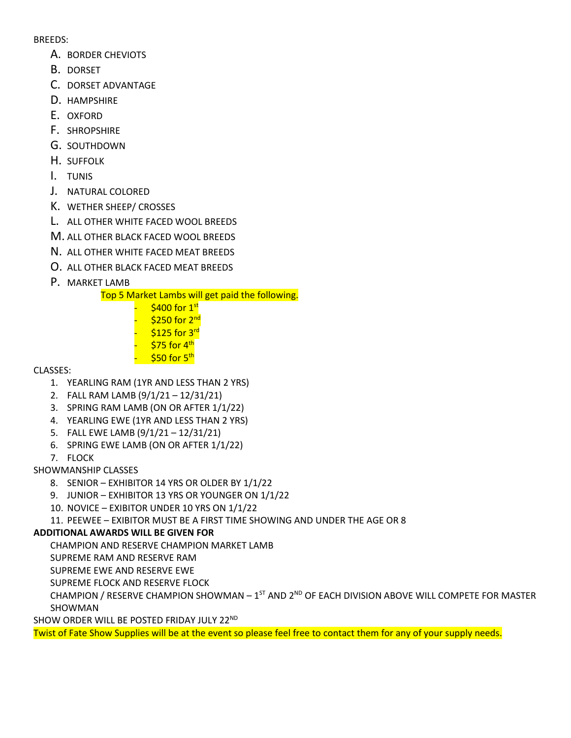BREEDS:

A. BORDER CHEVIOTS
B. DORSET
C. DORSET ADVANTAGE
D. HAMPSHIRE
E. OXFORD
F. SHROPSHIRE
G. SOUTHDOWN
H. SUFFOLK
I. TUNIS
J. NATURAL COLORED
K. WETHER SHEEP/ CROSSES
L. ALL OTHER WHITE FACED WOOL BREEDS
M. ALL OTHER BLACK FACED WOOL BREEDS
N. ALL OTHER WHITE FACED MEAT BREEDS
O. ALL OTHER BLACK FACED MEAT BREEDS
P. MARKET LAMB

   Top 5 Market Lambs will get paid the following.

   - $400 for 1st
   - $250 for 2nd
   - $125 for 3rd
   - $75 for 4th
   - $50 for 5th

CLASSES:

1. YEARLING RAM (1YR AND LESS THAN 2 YRS)
2. FALL RAM LAMB (9/1/21 – 12/31/21)
3. SPRING RAM LAMB (ON OR AFTER 1/1/22)
4. YEARLING EWE (1YR AND LESS THAN 2 YRS)
5. FALL EWE LAMB (9/1/21 – 12/31/21)
6. SPRING EWE LAMB (ON OR AFTER 1/1/22)
7. FLOCK

SHOWMANSHIP CLASSES

8. SENIOR – EXHIBITOR 14 YRS OR OLDER BY 1/1/22
9. JUNIOR – EXHIBITOR 13 YRS OR YOUNGER ON 1/1/22
10. NOVICE – EXIBITOR UNDER 10 YRS ON 1/1/22
11. PEEWEE – EXHIBITOR MUST BE A FIRST TIME SHOWING AND UNDER THE AGE OR 8

**ADDITIONAL AWARDS WILL BE GIVEN FOR**

CHAMPION AND RESERVE CHAMPION MARKET LAMB

SUPREME RAM AND RESERVE RAM

SUPREME EWE AND RESERVE EWE

SUPREME FLOCK AND RESERVE FLOCK

CHAMPION / RESERVE CHAMPION SHOWMAN – 1ST AND 2ND OF EACH DIVISION ABOVE WILL COMPETE FOR MASTER SHOWMAN

SHOW ORDER WILL BE POSTED FRIDAY JULY 22ND

Twist of Fate Show Supplies will be at the event so please feel free to contact them for any of your supply needs.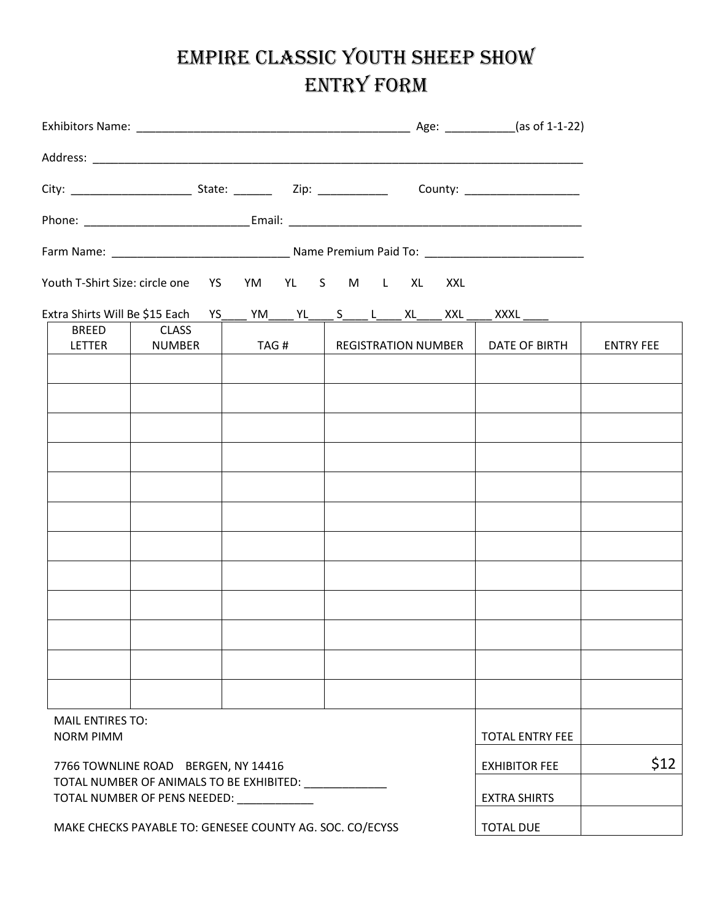# EMPIRE CLASSIC YOUTH SHEEP SHOW
# ENTRY FORM

Exhibitors Name: ___________________________________________ Age: ___________(as of 1-1-22)

Address: ________________________________________________________________________________

City: ___________________ State: ______ Zip: ___________ County: __________________

Phone: __________________________Email: ______________________________________________

Farm Name: ____________________________ Name Premium Paid To: _________________________

Youth T-Shirt Size: circle one YS YM YL S M L XL XXL

Extra Shirts Will Be $15 Each YS____ YM____ YL____ S____ L____ XL____ XXL ____ XXXL ____

| BREED LETTER | CLASS NUMBER | TAG # | REGISTRATION NUMBER | DATE OF BIRTH | ENTRY FEE |
|---|---|---|---|---|---|
| | | | | | |
| | | | | | |
| | | | | | |
| | | | | | |
| | | | | | |
| | | | | | |
| | | | | | |
| | | | | | |
| | | | | | |
| | | | | | |
| | | | | | |
| | | | | | |

MAIL ENTIRES TO:
NORM PIMM

7766 TOWNLINE ROAD BERGEN, NY 14416
TOTAL NUMBER OF ANIMALS TO BE EXHIBITED: _____________
TOTAL NUMBER OF PENS NEEDED: ____________

MAKE CHECKS PAYABLE TO: GENESEE COUNTY AG. SOC. CO/ECYSS

| | |
|---|---|
| TOTAL ENTRY FEE | |
| EXHIBITOR FEE | $12 |
| EXTRA SHIRTS | |
| TOTAL DUE | |